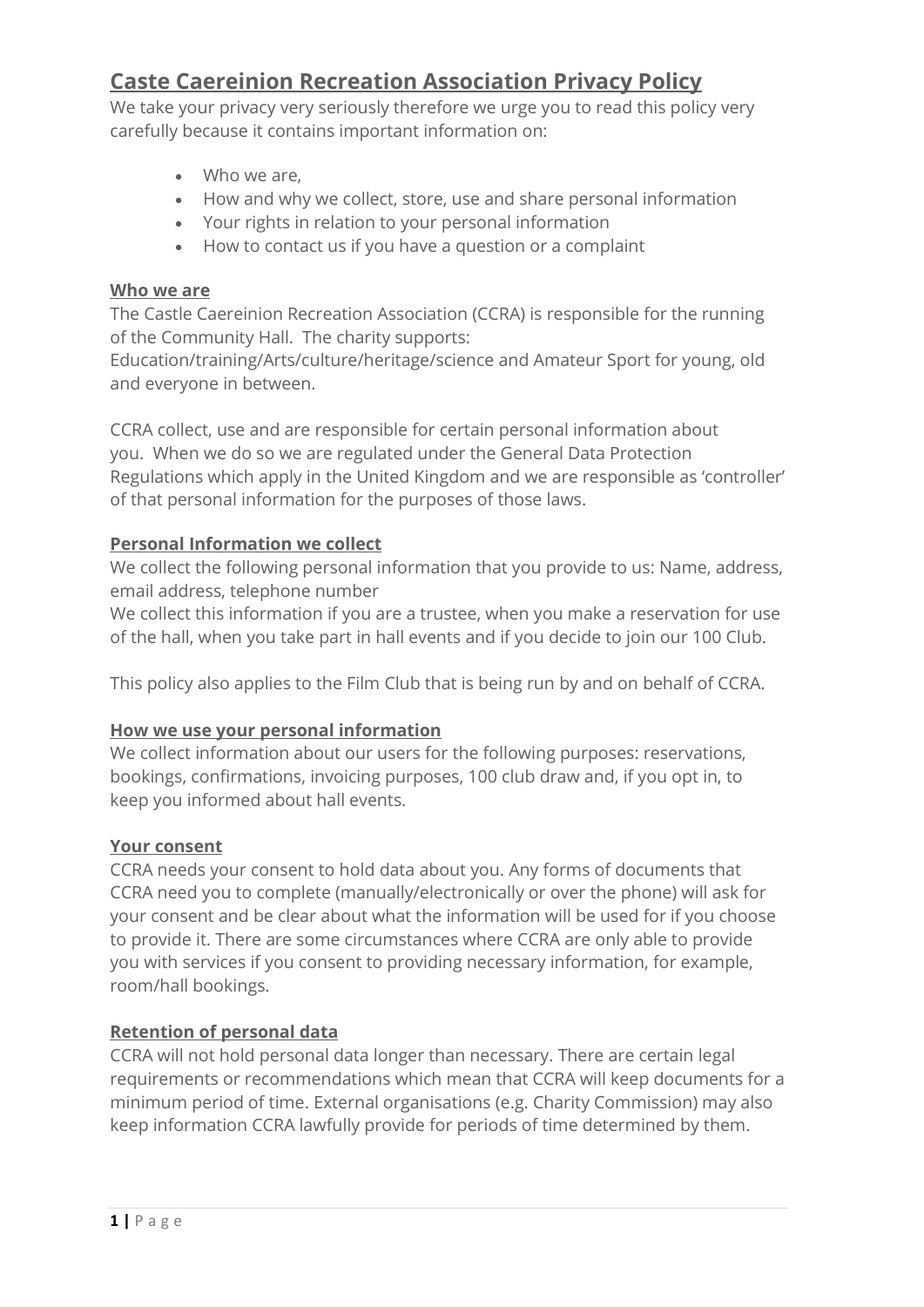# Caste Caereinion Recreation Association Privacy Policy

We take your privacy very seriously therefore we urge you to read this policy very carefully because it contains important information on:

- Who we are,
- How and why we collect, store, use and share personal information
- Your rights in relation to your personal information
- How to contact us if you have a question or a complaint

## Who we are

The Castle Caereinion Recreation Association (CCRA) is responsible for the running of the Community Hall. The charity supports: Education/training/Arts/culture/heritage/science and Amateur Sport for young, old and everyone in between.

CCRA collect, use and are responsible for certain personal information about you. When we do so we are regulated under the General Data Protection Regulations which apply in the United Kingdom and we are responsible as 'controller' of that personal information for the purposes of those laws.

## Personal Information we collect

We collect the following personal information that you provide to us: Name, address, email address, telephone number

We collect this information if you are a trustee, when you make a reservation for use of the hall, when you take part in hall events and if you decide to join our 100 Club.

This policy also applies to the Film Club that is being run by and on behalf of CCRA.

## How we use your personal information

We collect information about our users for the following purposes: reservations, bookings, confirmations, invoicing purposes, 100 club draw and, if you opt in, to keep you informed about hall events.

## Your consent

CCRA needs your consent to hold data about you. Any forms of documents that CCRA need you to complete (manually/electronically or over the phone) will ask for your consent and be clear about what the information will be used for if you choose to provide it. There are some circumstances where CCRA are only able to provide you with services if you consent to providing necessary information, for example, room/hall bookings.

## Retention of personal data

CCRA will not hold personal data longer than necessary. There are certain legal requirements or recommendations which mean that CCRA will keep documents for a minimum period of time. External organisations (e.g. Charity Commission) may also keep information CCRA lawfully provide for periods of time determined by them.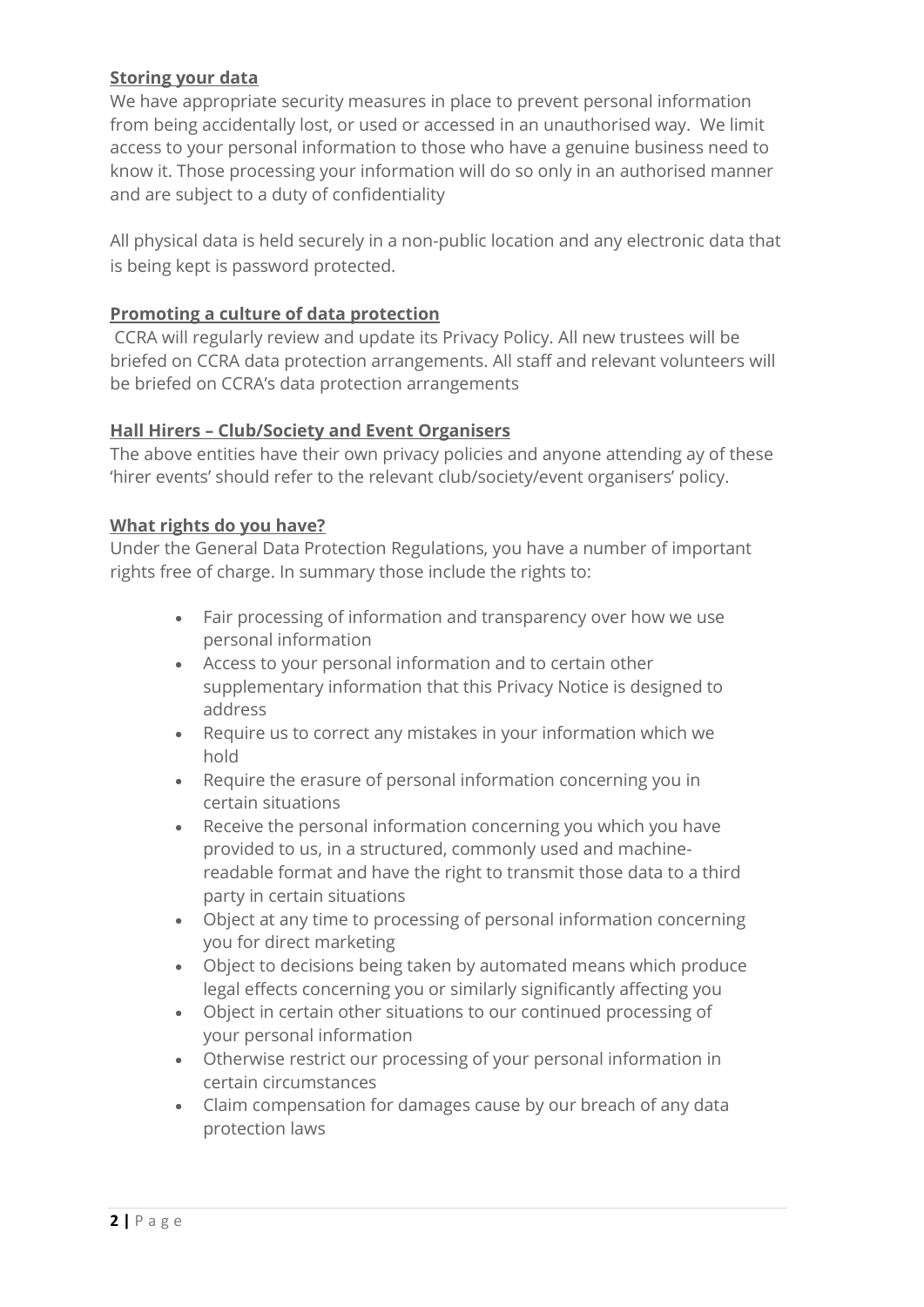**Storing your data**

We have appropriate security measures in place to prevent personal information from being accidentally lost, or used or accessed in an unauthorised way. We limit access to your personal information to those who have a genuine business need to know it. Those processing your information will do so only in an authorised manner and are subject to a duty of confidentiality

All physical data is held securely in a non-public location and any electronic data that is being kept is password protected.

**Promoting a culture of data protection**

CCRA will regularly review and update its Privacy Policy. All new trustees will be briefed on CCRA data protection arrangements. All staff and relevant volunteers will be briefed on CCRA's data protection arrangements

**Hall Hirers – Club/Society and Event Organisers**

The above entities have their own privacy policies and anyone attending ay of these 'hirer events' should refer to the relevant club/society/event organisers' policy.

**What rights do you have?**

Under the General Data Protection Regulations, you have a number of important rights free of charge. In summary those include the rights to:

- Fair processing of information and transparency over how we use personal information
- Access to your personal information and to certain other supplementary information that this Privacy Notice is designed to address
- Require us to correct any mistakes in your information which we hold
- Require the erasure of personal information concerning you in certain situations
- Receive the personal information concerning you which you have provided to us, in a structured, commonly used and machine-readable format and have the right to transmit those data to a third party in certain situations
- Object at any time to processing of personal information concerning you for direct marketing
- Object to decisions being taken by automated means which produce legal effects concerning you or similarly significantly affecting you
- Object in certain other situations to our continued processing of your personal information
- Otherwise restrict our processing of your personal information in certain circumstances
- Claim compensation for damages cause by our breach of any data protection laws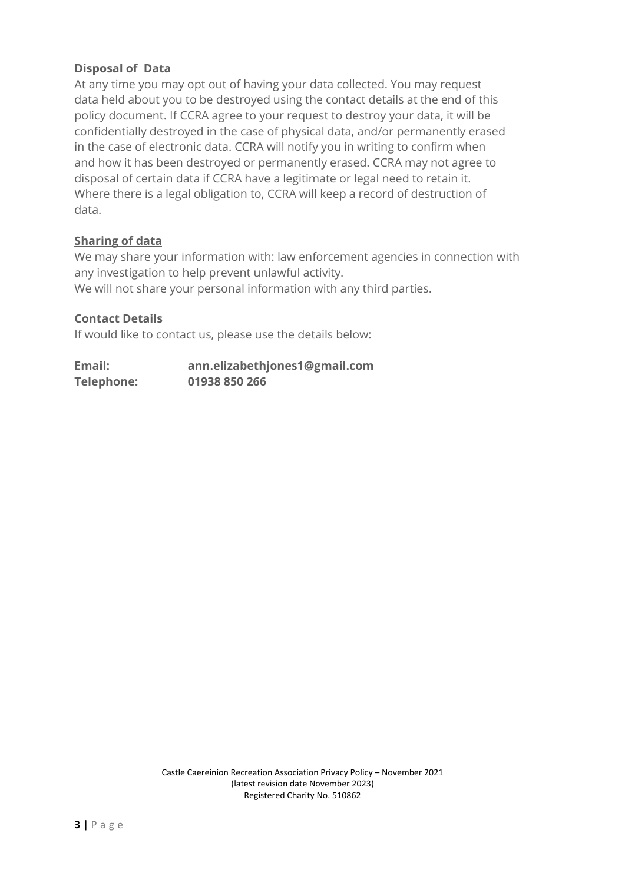**Disposal of Data**

At any time you may opt out of having your data collected. You may request data held about you to be destroyed using the contact details at the end of this policy document. If CCRA agree to your request to destroy your data, it will be confidentially destroyed in the case of physical data, and/or permanently erased in the case of electronic data. CCRA will notify you in writing to confirm when and how it has been destroyed or permanently erased. CCRA may not agree to disposal of certain data if CCRA have a legitimate or legal need to retain it. Where there is a legal obligation to, CCRA will keep a record of destruction of data.

**Sharing of data**

We may share your information with: law enforcement agencies in connection with any investigation to help prevent unlawful activity.
We will not share your personal information with any third parties.

**Contact Details**

If would like to contact us, please use the details below:

| | |
|---|---|
| **Email:** | **ann.elizabethjones1@gmail.com** |
| **Telephone:** | **01938 850 266** |

Castle Caereinion Recreation Association Privacy Policy – November 2021
(latest revision date November 2023)
Registered Charity No. 510862